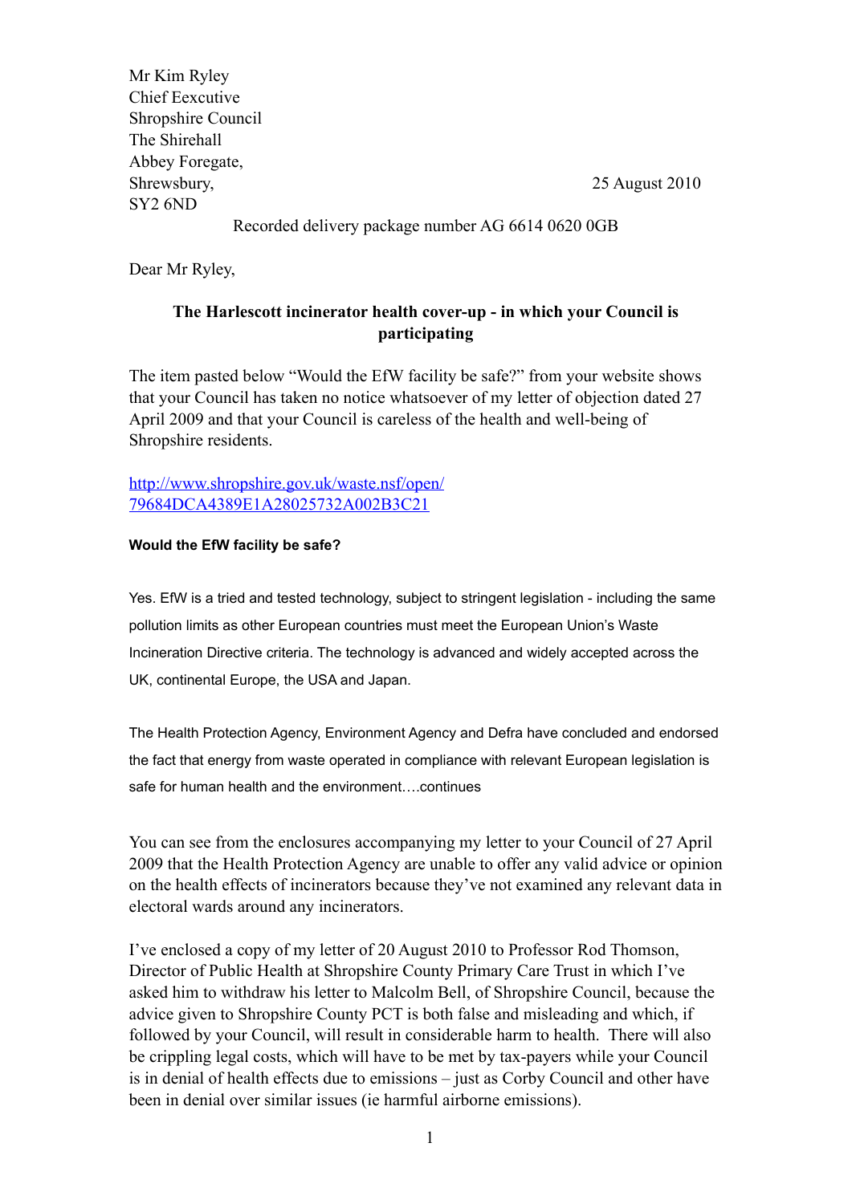Mr Kim Ryley
Chief Eexcutive
Shropshire Council
The Shirehall
Abbey Foregate,
Shrewsbury,
SY2 6ND

25 August 2010

Recorded delivery package number AG 6614 0620 0GB

Dear Mr Ryley,

**The Harlescott incinerator health cover-up - in which your Council is participating**

The item pasted below "Would the EfW facility be safe?" from your website shows that your Council has taken no notice whatsoever of my letter of objection dated 27 April 2009 and that your Council is careless of the health and well-being of Shropshire residents.

[http://www.shropshire.gov.uk/waste.nsf/open/79684DCA4389E1A28025732A002B3C21](http://www.shropshire.gov.uk/waste.nsf/open/79684DCA4389E1A28025732A002B3C21)

**Would the EfW facility be safe?**

Yes. EfW is a tried and tested technology, subject to stringent legislation - including the same pollution limits as other European countries must meet the European Union's Waste Incineration Directive criteria. The technology is advanced and widely accepted across the UK, continental Europe, the USA and Japan.

The Health Protection Agency, Environment Agency and Defra have concluded and endorsed the fact that energy from waste operated in compliance with relevant European legislation is safe for human health and the environment….continues

You can see from the enclosures accompanying my letter to your Council of 27 April 2009 that the Health Protection Agency are unable to offer any valid advice or opinion on the health effects of incinerators because they've not examined any relevant data in electoral wards around any incinerators.

I've enclosed a copy of my letter of 20 August 2010 to Professor Rod Thomson, Director of Public Health at Shropshire County Primary Care Trust in which I've asked him to withdraw his letter to Malcolm Bell, of Shropshire Council, because the advice given to Shropshire County PCT is both false and misleading and which, if followed by your Council, will result in considerable harm to health. There will also be crippling legal costs, which will have to be met by tax-payers while your Council is in denial of health effects due to emissions – just as Corby Council and other have been in denial over similar issues (ie harmful airborne emissions).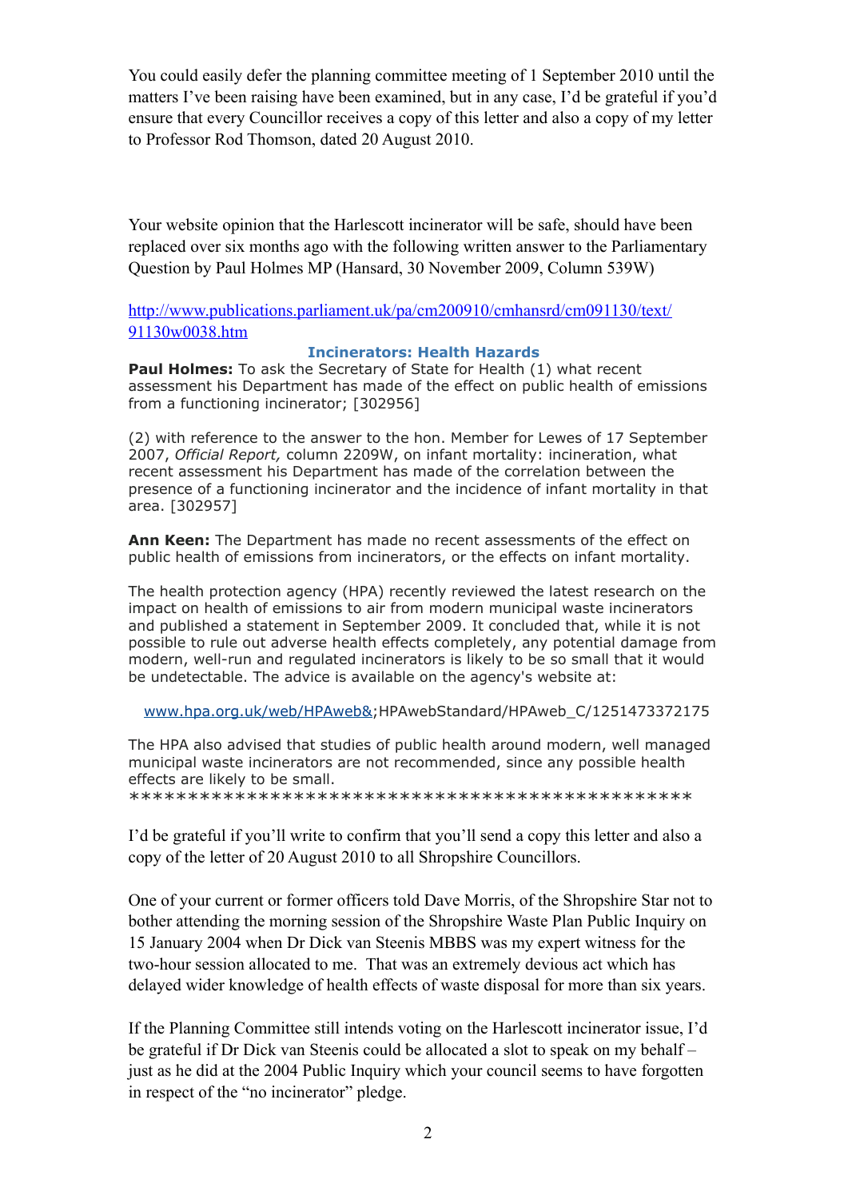You could easily defer the planning committee meeting of 1 September 2010 until the matters I've been raising have been examined, but in any case, I'd be grateful if you'd ensure that every Councillor receives a copy of this letter and also a copy of my letter to Professor Rod Thomson, dated 20 August 2010.

Your website opinion that the Harlescott incinerator will be safe, should have been replaced over six months ago with the following written answer to the Parliamentary Question by Paul Holmes MP (Hansard, 30 November 2009, Column 539W)

http://www.publications.parliament.uk/pa/cm200910/cmhansrd/cm091130/text/91130w0038.htm

**Incinerators: Health Hazards**

**Paul Holmes:** To ask the Secretary of State for Health (1) what recent assessment his Department has made of the effect on public health of emissions from a functioning incinerator; [302956]

(2) with reference to the answer to the hon. Member for Lewes of 17 September 2007, *Official Report,* column 2209W, on infant mortality: incineration, what recent assessment his Department has made of the correlation between the presence of a functioning incinerator and the incidence of infant mortality in that area. [302957]

**Ann Keen:** The Department has made no recent assessments of the effect on public health of emissions from incinerators, or the effects on infant mortality.

The health protection agency (HPA) recently reviewed the latest research on the impact on health of emissions to air from modern municipal waste incinerators and published a statement in September 2009. It concluded that, while it is not possible to rule out adverse health effects completely, any potential damage from modern, well-run and regulated incinerators is likely to be so small that it would be undetectable. The advice is available on the agency's website at:

www.hpa.org.uk/web/HPAweb&;HPAwebStandard/HPAweb_C/1251473372175

The HPA also advised that studies of public health around modern, well managed municipal waste incinerators are not recommended, since any possible health effects are likely to be small.
\*\*\*\*\*\*\*\*\*\*\*\*\*\*\*\*\*\*\*\*\*\*\*\*\*\*\*\*\*\*\*\*\*\*\*\*\*\*\*\*\*\*\*\*\*\*\*\*

I'd be grateful if you'll write to confirm that you'll send a copy this letter and also a copy of the letter of 20 August 2010 to all Shropshire Councillors.

One of your current or former officers told Dave Morris, of the Shropshire Star not to bother attending the morning session of the Shropshire Waste Plan Public Inquiry on 15 January 2004 when Dr Dick van Steenis MBBS was my expert witness for the two-hour session allocated to me. That was an extremely devious act which has delayed wider knowledge of health effects of waste disposal for more than six years.

If the Planning Committee still intends voting on the Harlescott incinerator issue, I'd be grateful if Dr Dick van Steenis could be allocated a slot to speak on my behalf – just as he did at the 2004 Public Inquiry which your council seems to have forgotten in respect of the "no incinerator" pledge.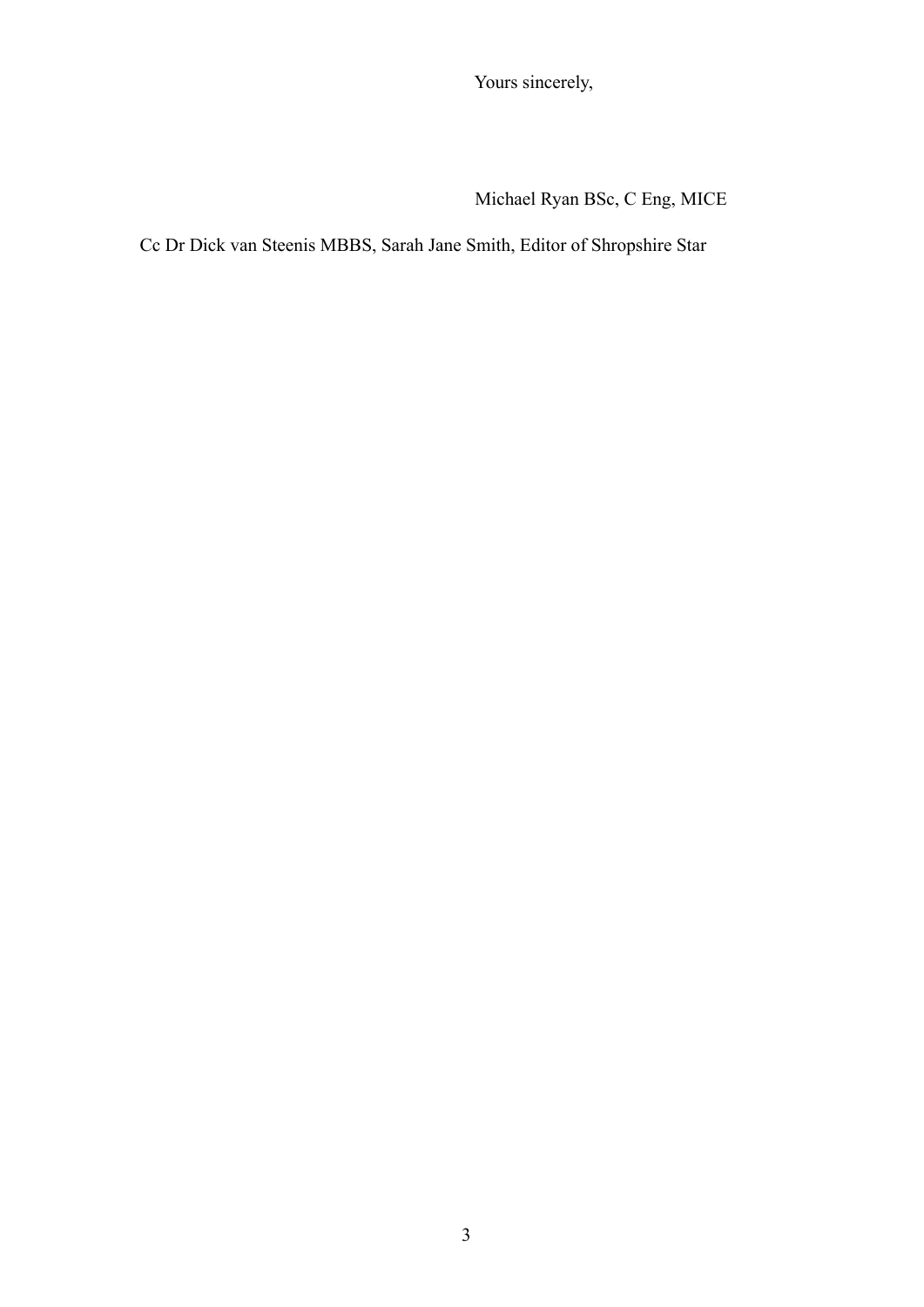Yours sincerely,

Michael Ryan BSc, C Eng, MICE

Cc Dr Dick van Steenis MBBS, Sarah Jane Smith, Editor of Shropshire Star